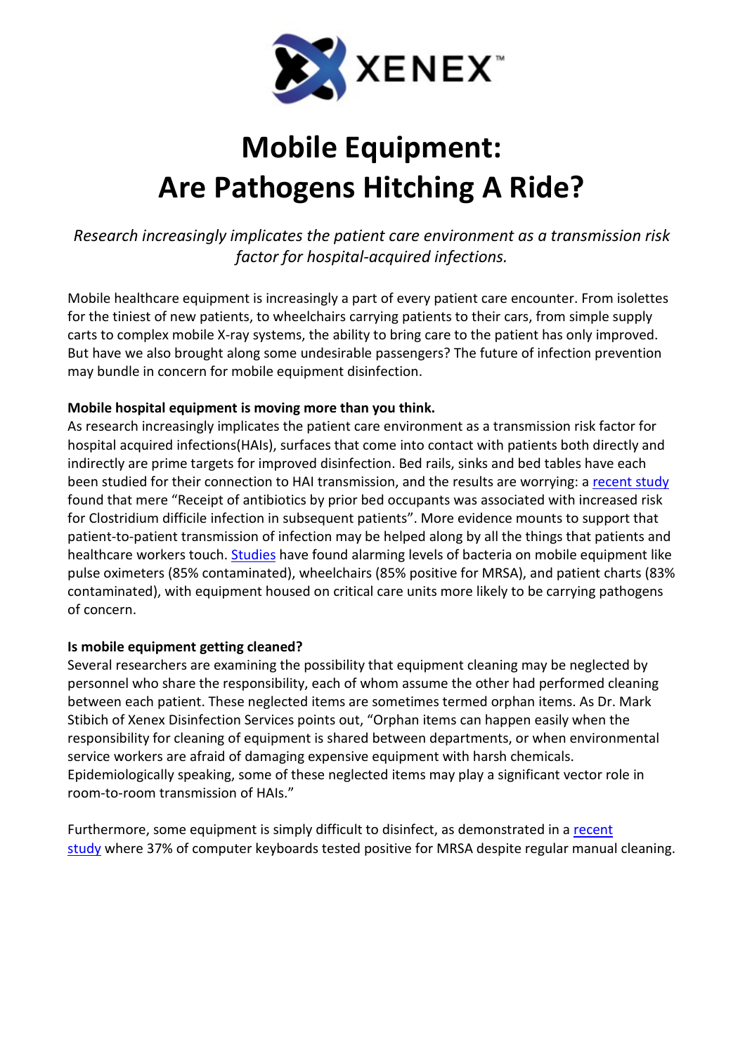XENEX™

# Mobile Equipment: Are Pathogens Hitching A Ride?

*Research increasingly implicates the patient care environment as a transmission risk factor for hospital-acquired infections.*

Mobile healthcare equipment is increasingly a part of every patient care encounter. From isolettes for the tiniest of new patients, to wheelchairs carrying patients to their cars, from simple supply carts to complex mobile X-ray systems, the ability to bring care to the patient has only improved. But have we also brought along some undesirable passengers? The future of infection prevention may bundle in concern for mobile equipment disinfection.

**Mobile hospital equipment is moving more than you think.**

As research increasingly implicates the patient care environment as a transmission risk factor for hospital acquired infections(HAIs), surfaces that come into contact with patients both directly and indirectly are prime targets for improved disinfection. Bed rails, sinks and bed tables have each been studied for their connection to HAI transmission, and the results are worrying: a recent study found that mere "Receipt of antibiotics by prior bed occupants was associated with increased risk for Clostridium difficile infection in subsequent patients". More evidence mounts to support that patient-to-patient transmission of infection may be helped along by all the things that patients and healthcare workers touch. Studies have found alarming levels of bacteria on mobile equipment like pulse oximeters (85% contaminated), wheelchairs (85% positive for MRSA), and patient charts (83% contaminated), with equipment housed on critical care units more likely to be carrying pathogens of concern.

**Is mobile equipment getting cleaned?**

Several researchers are examining the possibility that equipment cleaning may be neglected by personnel who share the responsibility, each of whom assume the other had performed cleaning between each patient. These neglected items are sometimes termed orphan items. As Dr. Mark Stibich of Xenex Disinfection Services points out, "Orphan items can happen easily when the responsibility for cleaning of equipment is shared between departments, or when environmental service workers are afraid of damaging expensive equipment with harsh chemicals. Epidemiologically speaking, some of these neglected items may play a significant vector role in room-to-room transmission of HAIs."

Furthermore, some equipment is simply difficult to disinfect, as demonstrated in a recent study where 37% of computer keyboards tested positive for MRSA despite regular manual cleaning.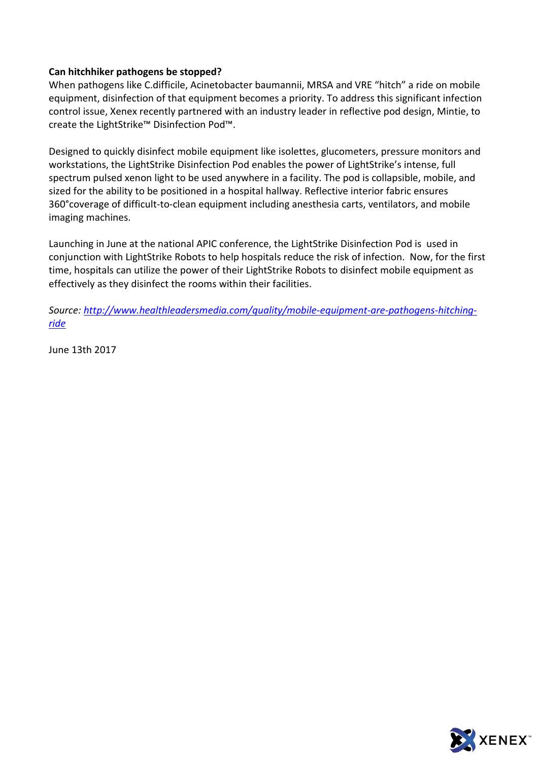**Can hitchhiker pathogens be stopped?**

When pathogens like C.difficile, Acinetobacter baumannii, MRSA and VRE “hitch” a ride on mobile equipment, disinfection of that equipment becomes a priority. To address this significant infection control issue, Xenex recently partnered with an industry leader in reflective pod design, Mintie, to create the LightStrike™ Disinfection Pod™.

Designed to quickly disinfect mobile equipment like isolettes, glucometers, pressure monitors and workstations, the LightStrike Disinfection Pod enables the power of LightStrike’s intense, full spectrum pulsed xenon light to be used anywhere in a facility. The pod is collapsible, mobile, and sized for the ability to be positioned in a hospital hallway. Reflective interior fabric ensures 360°coverage of difficult-to-clean equipment including anesthesia carts, ventilators, and mobile imaging machines.

Launching in June at the national APIC conference, the LightStrike Disinfection Pod is used in conjunction with LightStrike Robots to help hospitals reduce the risk of infection. Now, for the first time, hospitals can utilize the power of their LightStrike Robots to disinfect mobile equipment as effectively as they disinfect the rooms within their facilities.

*Source: [http://www.healthleadersmedia.com/quality/mobile-equipment-are-pathogens-hitching-ride](http://www.healthleadersmedia.com/quality/mobile-equipment-are-pathogens-hitching-ride)*

June 13th 2017